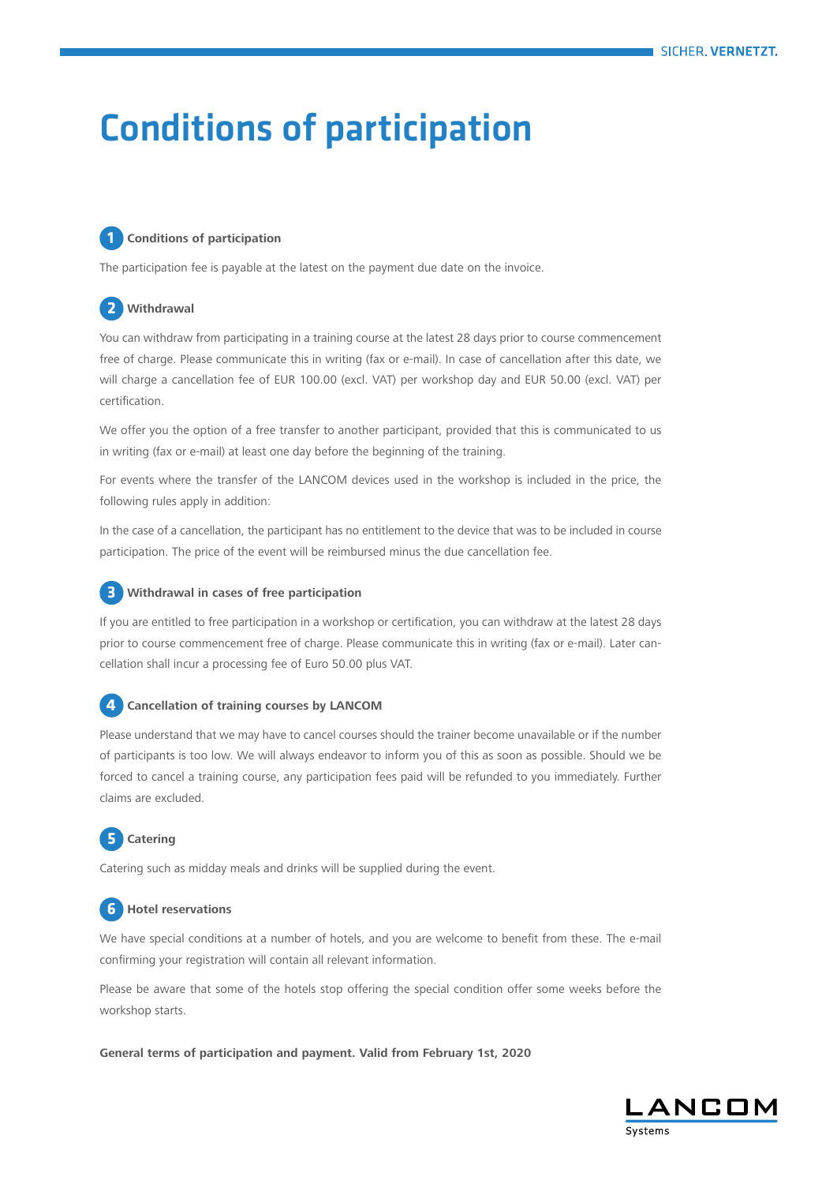# Conditions of participation

## 1 Conditions of participation

The participation fee is payable at the latest on the payment due date on the invoice.

## 2 Withdrawal

You can withdraw from participating in a training course at the latest 28 days prior to course commencement free of charge. Please communicate this in writing (fax or e-mail). In case of cancellation after this date, we will charge a cancellation fee of EUR 100.00 (excl. VAT) per workshop day and EUR 50.00 (excl. VAT) per certification.

We offer you the option of a free transfer to another participant, provided that this is communicated to us in writing (fax or e-mail) at least one day before the beginning of the training.

For events where the transfer of the LANCOM devices used in the workshop is included in the price, the following rules apply in addition:

In the case of a cancellation, the participant has no entitlement to the device that was to be included in course participation. The price of the event will be reimbursed minus the due cancellation fee.

## 3 Withdrawal in cases of free participation

If you are entitled to free participation in a workshop or certification, you can withdraw at the latest 28 days prior to course commencement free of charge. Please communicate this in writing (fax or e-mail). Later cancellation shall incur a processing fee of Euro 50.00 plus VAT.

## 4 Cancellation of training courses by LANCOM

Please understand that we may have to cancel courses should the trainer become unavailable or if the number of participants is too low. We will always endeavor to inform you of this as soon as possible. Should we be forced to cancel a training course, any participation fees paid will be refunded to you immediately. Further claims are excluded.

## 5 Catering

Catering such as midday meals and drinks will be supplied during the event.

## 6 Hotel reservations

We have special conditions at a number of hotels, and you are welcome to benefit from these. The e-mail confirming your registration will contain all relevant information.

Please be aware that some of the hotels stop offering the special condition offer some weeks before the workshop starts.

**General terms of participation and payment. Valid from February 1st, 2020**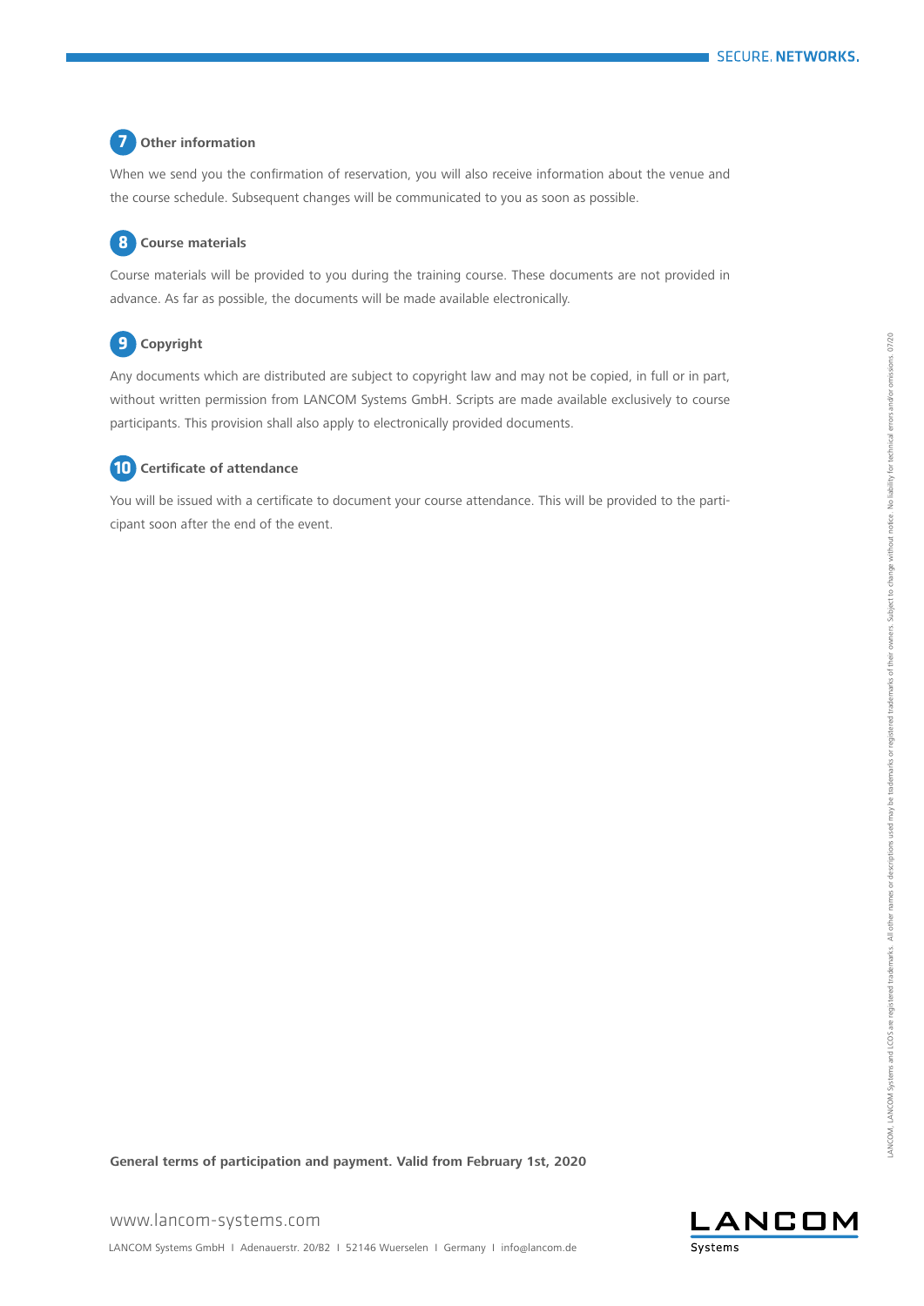## 7 Other information

When we send you the confirmation of reservation, you will also receive information about the venue and the course schedule. Subsequent changes will be communicated to you as soon as possible.

## 8 Course materials

Course materials will be provided to you during the training course. These documents are not provided in advance. As far as possible, the documents will be made available electronically.

## 9 Copyright

Any documents which are distributed are subject to copyright law and may not be copied, in full or in part, without written permission from LANCOM Systems GmbH. Scripts are made available exclusively to course participants. This provision shall also apply to electronically provided documents.

## 10 Certificate of attendance

You will be issued with a certificate to document your course attendance. This will be provided to the participant soon after the end of the event.

**General terms of participation and payment. Valid from February 1st, 2020**

www.lancom-systems.com

LANCOM Systems GmbH I Adenauerstr. 20/B2 I 52146 Wuerselen I Germany I info@lancom.de

LANCOM, LANCOM Systems and LCOS are registered trademarks. All other names or descriptions used may be trademarks or registered trademarks of their owners. Subject to change without notice. No liability for technical errors and/or omissions. 07/20